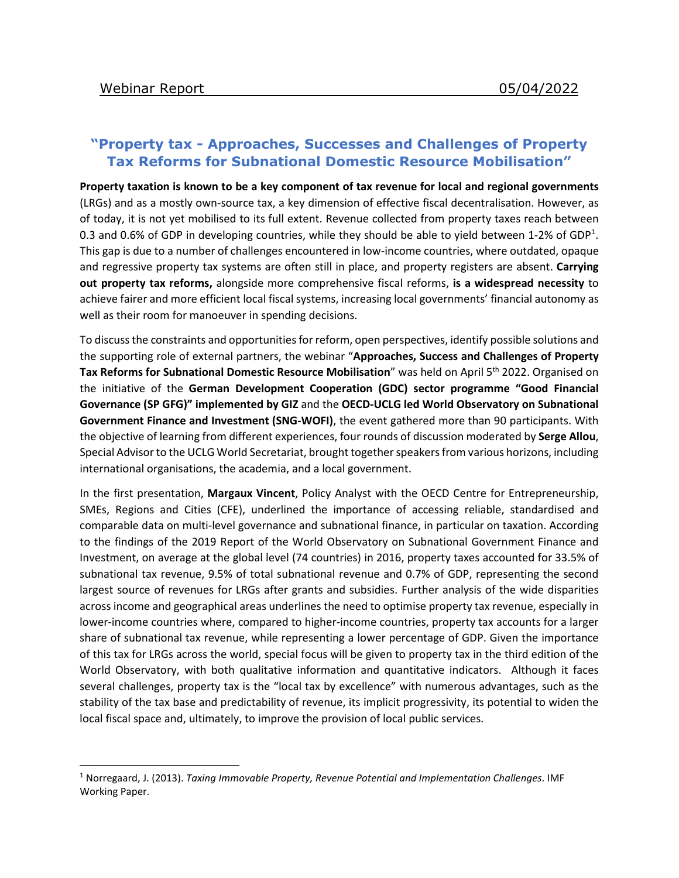Webinar Report 05/04/2022

# "Property tax - Approaches, Successes and Challenges of Property Tax Reforms for Subnational Domestic Resource Mobilisation"

**Property taxation is known to be a key component of tax revenue for local and regional governments** (LRGs) and as a mostly own-source tax, a key dimension of effective fiscal decentralisation. However, as of today, it is not yet mobilised to its full extent. Revenue collected from property taxes reach between 0.3 and 0.6% of GDP in developing countries, while they should be able to yield between 1-2% of GDP[1]. This gap is due to a number of challenges encountered in low-income countries, where outdated, opaque and regressive property tax systems are often still in place, and property registers are absent. **Carrying out property tax reforms,** alongside more comprehensive fiscal reforms, **is a widespread necessity** to achieve fairer and more efficient local fiscal systems, increasing local governments' financial autonomy as well as their room for manoeuver in spending decisions.

To discuss the constraints and opportunities for reform, open perspectives, identify possible solutions and the supporting role of external partners, the webinar "**Approaches, Success and Challenges of Property Tax Reforms for Subnational Domestic Resource Mobilisation**" was held on April 5th 2022. Organised on the initiative of the **German Development Cooperation (GDC) sector programme "Good Financial Governance (SP GFG)" implemented by GIZ** and the **OECD-UCLG led World Observatory on Subnational Government Finance and Investment (SNG-WOFI)**, the event gathered more than 90 participants. With the objective of learning from different experiences, four rounds of discussion moderated by **Serge Allou**, Special Advisor to the UCLG World Secretariat, brought together speakers from various horizons, including international organisations, the academia, and a local government.

In the first presentation, **Margaux Vincent**, Policy Analyst with the OECD Centre for Entrepreneurship, SMEs, Regions and Cities (CFE), underlined the importance of accessing reliable, standardised and comparable data on multi-level governance and subnational finance, in particular on taxation. According to the findings of the 2019 Report of the World Observatory on Subnational Government Finance and Investment, on average at the global level (74 countries) in 2016, property taxes accounted for 33.5% of subnational tax revenue, 9.5% of total subnational revenue and 0.7% of GDP, representing the second largest source of revenues for LRGs after grants and subsidies. Further analysis of the wide disparities across income and geographical areas underlines the need to optimise property tax revenue, especially in lower-income countries where, compared to higher-income countries, property tax accounts for a larger share of subnational tax revenue, while representing a lower percentage of GDP. Given the importance of this tax for LRGs across the world, special focus will be given to property tax in the third edition of the World Observatory, with both qualitative information and quantitative indicators. Although it faces several challenges, property tax is the "local tax by excellence" with numerous advantages, such as the stability of the tax base and predictability of revenue, its implicit progressivity, its potential to widen the local fiscal space and, ultimately, to improve the provision of local public services.

[1] Norregaard, J. (2013). *Taxing Immovable Property, Revenue Potential and Implementation Challenges*. IMF Working Paper.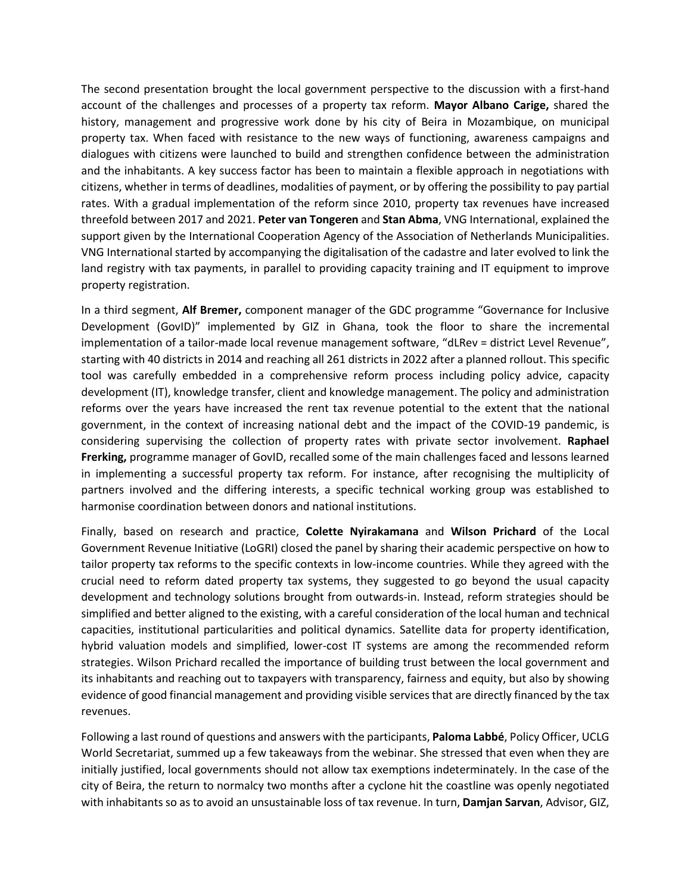The second presentation brought the local government perspective to the discussion with a first-hand account of the challenges and processes of a property tax reform. **Mayor Albano Carige,** shared the history, management and progressive work done by his city of Beira in Mozambique, on municipal property tax. When faced with resistance to the new ways of functioning, awareness campaigns and dialogues with citizens were launched to build and strengthen confidence between the administration and the inhabitants. A key success factor has been to maintain a flexible approach in negotiations with citizens, whether in terms of deadlines, modalities of payment, or by offering the possibility to pay partial rates. With a gradual implementation of the reform since 2010, property tax revenues have increased threefold between 2017 and 2021. **Peter van Tongeren** and **Stan Abma**, VNG International, explained the support given by the International Cooperation Agency of the Association of Netherlands Municipalities. VNG International started by accompanying the digitalisation of the cadastre and later evolved to link the land registry with tax payments, in parallel to providing capacity training and IT equipment to improve property registration.

In a third segment, **Alf Bremer,** component manager of the GDC programme "Governance for Inclusive Development (GovID)" implemented by GIZ in Ghana, took the floor to share the incremental implementation of a tailor-made local revenue management software, "dLRev = district Level Revenue", starting with 40 districts in 2014 and reaching all 261 districts in 2022 after a planned rollout. This specific tool was carefully embedded in a comprehensive reform process including policy advice, capacity development (IT), knowledge transfer, client and knowledge management. The policy and administration reforms over the years have increased the rent tax revenue potential to the extent that the national government, in the context of increasing national debt and the impact of the COVID-19 pandemic, is considering supervising the collection of property rates with private sector involvement. **Raphael Frerking,** programme manager of GovID, recalled some of the main challenges faced and lessons learned in implementing a successful property tax reform. For instance, after recognising the multiplicity of partners involved and the differing interests, a specific technical working group was established to harmonise coordination between donors and national institutions.

Finally, based on research and practice, **Colette Nyirakamana** and **Wilson Prichard** of the Local Government Revenue Initiative (LoGRI) closed the panel by sharing their academic perspective on how to tailor property tax reforms to the specific contexts in low-income countries. While they agreed with the crucial need to reform dated property tax systems, they suggested to go beyond the usual capacity development and technology solutions brought from outwards-in. Instead, reform strategies should be simplified and better aligned to the existing, with a careful consideration of the local human and technical capacities, institutional particularities and political dynamics. Satellite data for property identification, hybrid valuation models and simplified, lower-cost IT systems are among the recommended reform strategies. Wilson Prichard recalled the importance of building trust between the local government and its inhabitants and reaching out to taxpayers with transparency, fairness and equity, but also by showing evidence of good financial management and providing visible services that are directly financed by the tax revenues.

Following a last round of questions and answers with the participants, **Paloma Labbé**, Policy Officer, UCLG World Secretariat, summed up a few takeaways from the webinar. She stressed that even when they are initially justified, local governments should not allow tax exemptions indeterminately. In the case of the city of Beira, the return to normalcy two months after a cyclone hit the coastline was openly negotiated with inhabitants so as to avoid an unsustainable loss of tax revenue. In turn, **Damjan Sarvan**, Advisor, GIZ,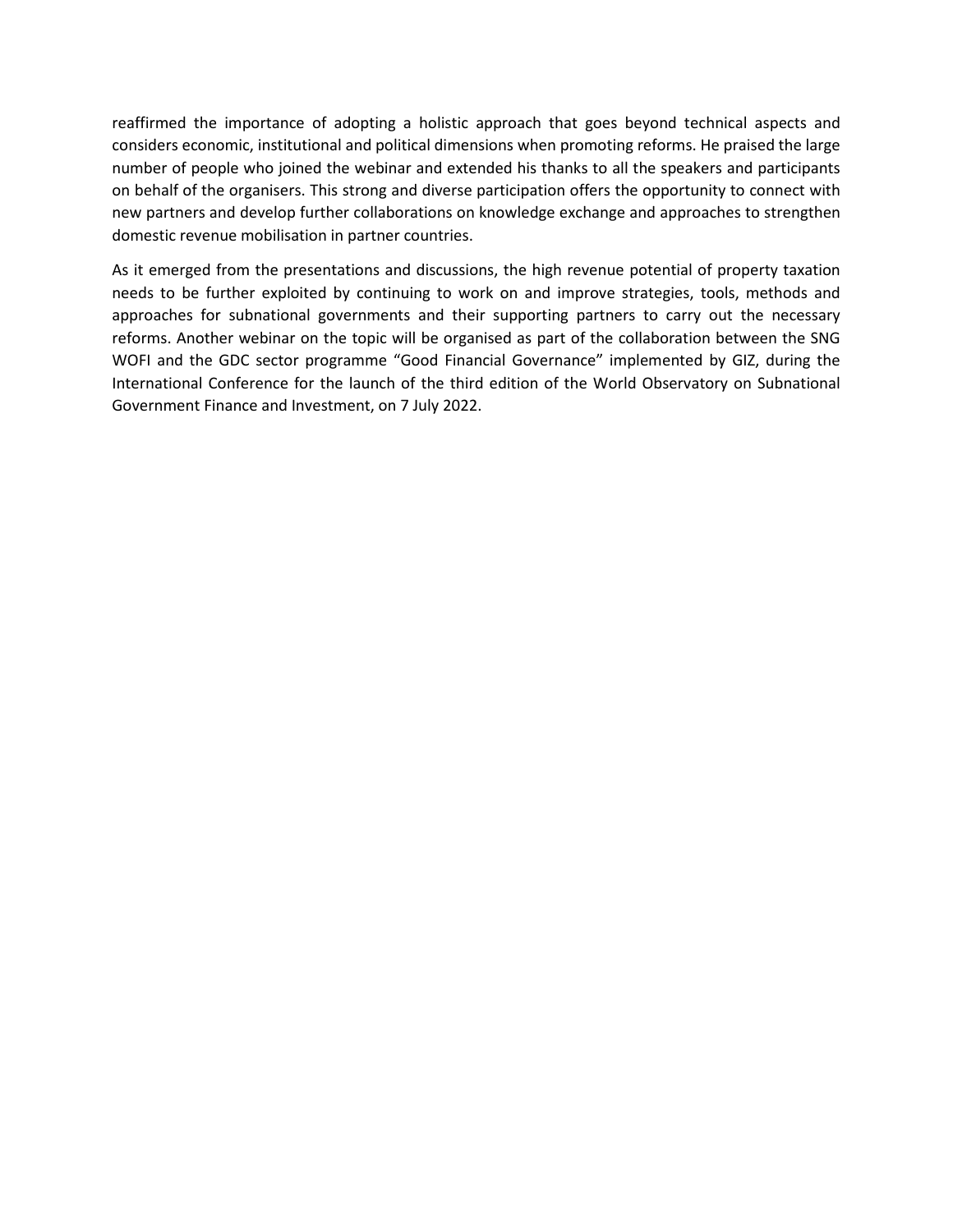reaffirmed the importance of adopting a holistic approach that goes beyond technical aspects and considers economic, institutional and political dimensions when promoting reforms. He praised the large number of people who joined the webinar and extended his thanks to all the speakers and participants on behalf of the organisers. This strong and diverse participation offers the opportunity to connect with new partners and develop further collaborations on knowledge exchange and approaches to strengthen domestic revenue mobilisation in partner countries.

As it emerged from the presentations and discussions, the high revenue potential of property taxation needs to be further exploited by continuing to work on and improve strategies, tools, methods and approaches for subnational governments and their supporting partners to carry out the necessary reforms. Another webinar on the topic will be organised as part of the collaboration between the SNG WOFI and the GDC sector programme "Good Financial Governance" implemented by GIZ, during the International Conference for the launch of the third edition of the World Observatory on Subnational Government Finance and Investment, on 7 July 2022.